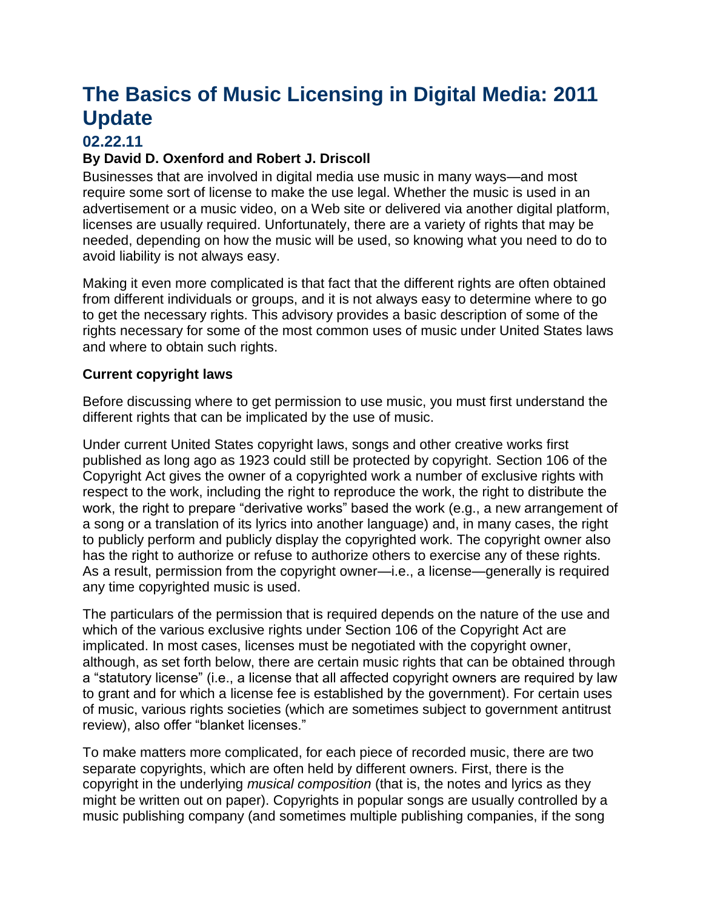# The Basics of Music Licensing in Digital Media: 2011 Update

## 02.22.11

### By David D. Oxenford and Robert J. Driscoll

Businesses that are involved in digital media use music in many ways—and most require some sort of license to make the use legal. Whether the music is used in an advertisement or a music video, on a Web site or delivered via another digital platform, licenses are usually required. Unfortunately, there are a variety of rights that may be needed, depending on how the music will be used, so knowing what you need to do to avoid liability is not always easy.

Making it even more complicated is that fact that the different rights are often obtained from different individuals or groups, and it is not always easy to determine where to go to get the necessary rights. This advisory provides a basic description of some of the rights necessary for some of the most common uses of music under United States laws and where to obtain such rights.

**Current copyright laws**

Before discussing where to get permission to use music, you must first understand the different rights that can be implicated by the use of music.

Under current United States copyright laws, songs and other creative works first published as long ago as 1923 could still be protected by copyright. Section 106 of the Copyright Act gives the owner of a copyrighted work a number of exclusive rights with respect to the work, including the right to reproduce the work, the right to distribute the work, the right to prepare "derivative works" based the work (e.g., a new arrangement of a song or a translation of its lyrics into another language) and, in many cases, the right to publicly perform and publicly display the copyrighted work. The copyright owner also has the right to authorize or refuse to authorize others to exercise any of these rights. As a result, permission from the copyright owner—i.e., a license—generally is required any time copyrighted music is used.

The particulars of the permission that is required depends on the nature of the use and which of the various exclusive rights under Section 106 of the Copyright Act are implicated. In most cases, licenses must be negotiated with the copyright owner, although, as set forth below, there are certain music rights that can be obtained through a "statutory license" (i.e., a license that all affected copyright owners are required by law to grant and for which a license fee is established by the government). For certain uses of music, various rights societies (which are sometimes subject to government antitrust review), also offer "blanket licenses."

To make matters more complicated, for each piece of recorded music, there are two separate copyrights, which are often held by different owners. First, there is the copyright in the underlying *musical composition* (that is, the notes and lyrics as they might be written out on paper). Copyrights in popular songs are usually controlled by a music publishing company (and sometimes multiple publishing companies, if the song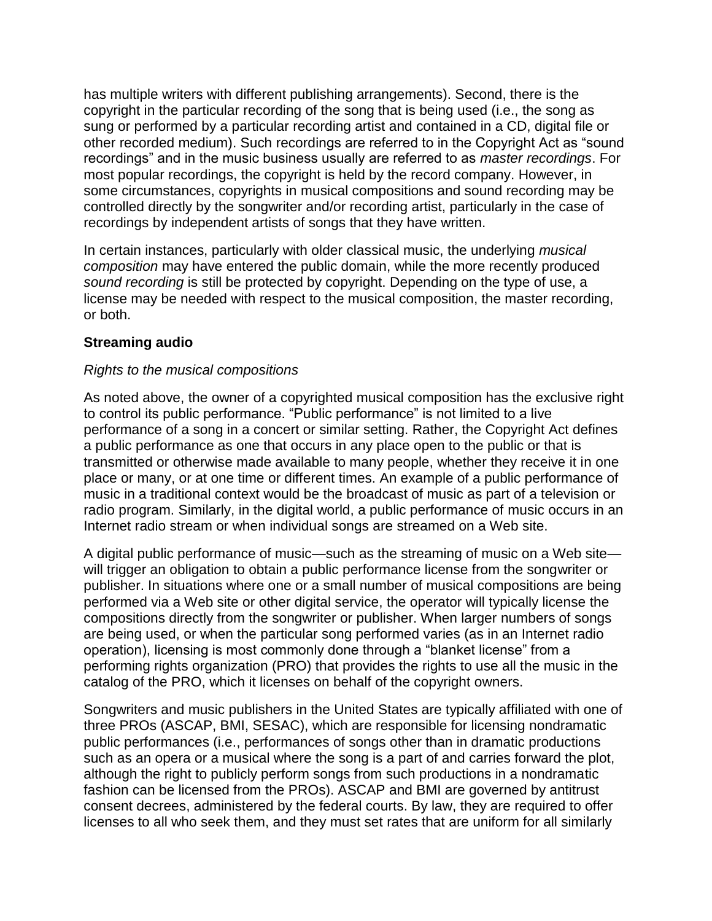has multiple writers with different publishing arrangements). Second, there is the copyright in the particular recording of the song that is being used (i.e., the song as sung or performed by a particular recording artist and contained in a CD, digital file or other recorded medium). Such recordings are referred to in the Copyright Act as "sound recordings" and in the music business usually are referred to as *master recordings*. For most popular recordings, the copyright is held by the record company. However, in some circumstances, copyrights in musical compositions and sound recording may be controlled directly by the songwriter and/or recording artist, particularly in the case of recordings by independent artists of songs that they have written.

In certain instances, particularly with older classical music, the underlying *musical composition* may have entered the public domain, while the more recently produced *sound recording* is still be protected by copyright. Depending on the type of use, a license may be needed with respect to the musical composition, the master recording, or both.

**Streaming audio**

*Rights to the musical compositions*

As noted above, the owner of a copyrighted musical composition has the exclusive right to control its public performance. "Public performance" is not limited to a live performance of a song in a concert or similar setting. Rather, the Copyright Act defines a public performance as one that occurs in any place open to the public or that is transmitted or otherwise made available to many people, whether they receive it in one place or many, or at one time or different times. An example of a public performance of music in a traditional context would be the broadcast of music as part of a television or radio program. Similarly, in the digital world, a public performance of music occurs in an Internet radio stream or when individual songs are streamed on a Web site.

A digital public performance of music—such as the streaming of music on a Web site—will trigger an obligation to obtain a public performance license from the songwriter or publisher. In situations where one or a small number of musical compositions are being performed via a Web site or other digital service, the operator will typically license the compositions directly from the songwriter or publisher. When larger numbers of songs are being used, or when the particular song performed varies (as in an Internet radio operation), licensing is most commonly done through a "blanket license" from a performing rights organization (PRO) that provides the rights to use all the music in the catalog of the PRO, which it licenses on behalf of the copyright owners.

Songwriters and music publishers in the United States are typically affiliated with one of three PROs (ASCAP, BMI, SESAC), which are responsible for licensing nondramatic public performances (i.e., performances of songs other than in dramatic productions such as an opera or a musical where the song is a part of and carries forward the plot, although the right to publicly perform songs from such productions in a nondramatic fashion can be licensed from the PROs). ASCAP and BMI are governed by antitrust consent decrees, administered by the federal courts. By law, they are required to offer licenses to all who seek them, and they must set rates that are uniform for all similarly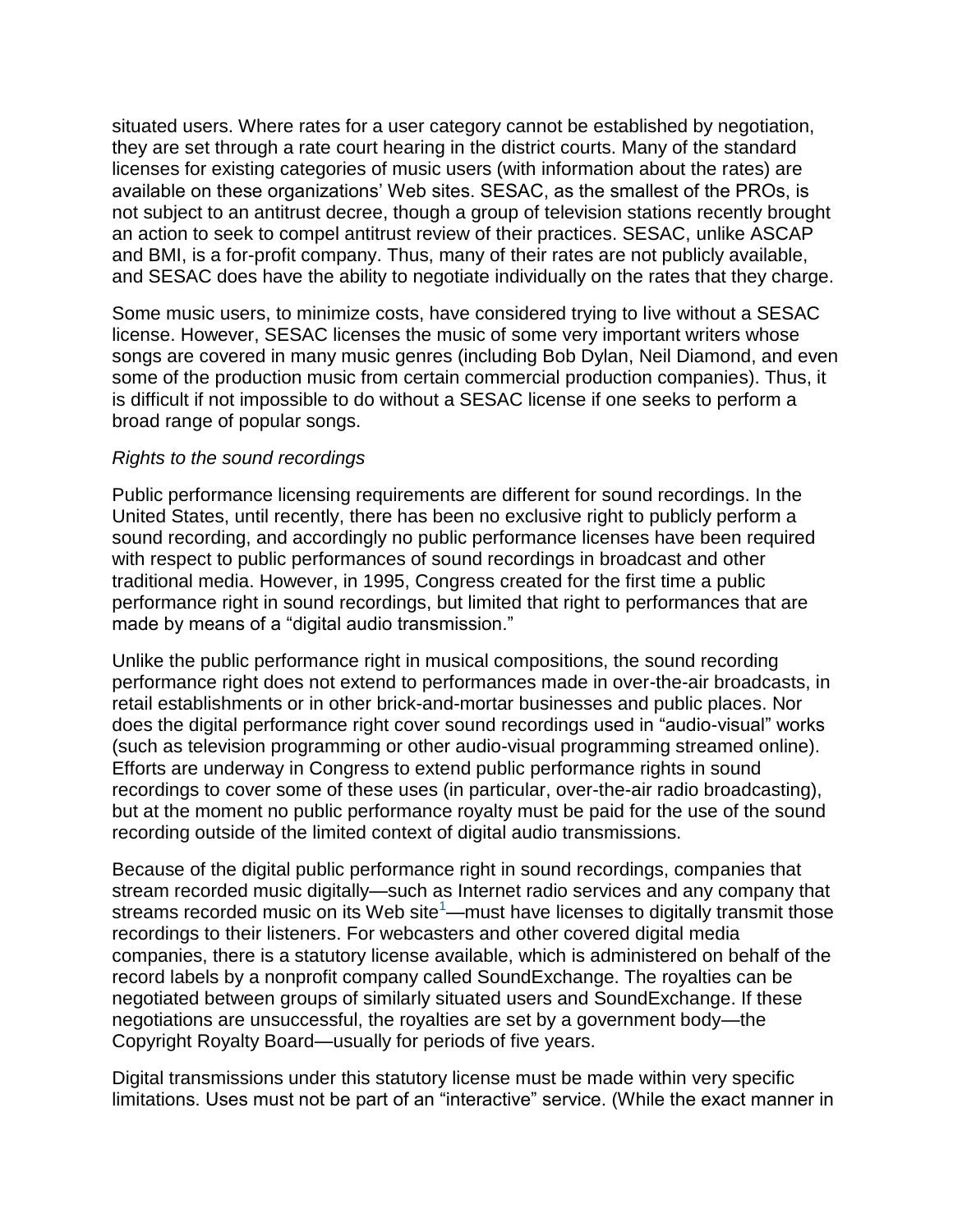situated users. Where rates for a user category cannot be established by negotiation, they are set through a rate court hearing in the district courts. Many of the standard licenses for existing categories of music users (with information about the rates) are available on these organizations' Web sites. SESAC, as the smallest of the PROs, is not subject to an antitrust decree, though a group of television stations recently brought an action to seek to compel antitrust review of their practices. SESAC, unlike ASCAP and BMI, is a for-profit company. Thus, many of their rates are not publicly available, and SESAC does have the ability to negotiate individually on the rates that they charge.

Some music users, to minimize costs, have considered trying to live without a SESAC license. However, SESAC licenses the music of some very important writers whose songs are covered in many music genres (including Bob Dylan, Neil Diamond, and even some of the production music from certain commercial production companies). Thus, it is difficult if not impossible to do without a SESAC license if one seeks to perform a broad range of popular songs.

*Rights to the sound recordings*

Public performance licensing requirements are different for sound recordings. In the United States, until recently, there has been no exclusive right to publicly perform a sound recording, and accordingly no public performance licenses have been required with respect to public performances of sound recordings in broadcast and other traditional media. However, in 1995, Congress created for the first time a public performance right in sound recordings, but limited that right to performances that are made by means of a "digital audio transmission."

Unlike the public performance right in musical compositions, the sound recording performance right does not extend to performances made in over-the-air broadcasts, in retail establishments or in other brick-and-mortar businesses and public places. Nor does the digital performance right cover sound recordings used in "audio-visual" works (such as television programming or other audio-visual programming streamed online). Efforts are underway in Congress to extend public performance rights in sound recordings to cover some of these uses (in particular, over-the-air radio broadcasting), but at the moment no public performance royalty must be paid for the use of the sound recording outside of the limited context of digital audio transmissions.

Because of the digital public performance right in sound recordings, companies that stream recorded music digitally—such as Internet radio services and any company that streams recorded music on its Web site[1]—must have licenses to digitally transmit those recordings to their listeners. For webcasters and other covered digital media companies, there is a statutory license available, which is administered on behalf of the record labels by a nonprofit company called SoundExchange. The royalties can be negotiated between groups of similarly situated users and SoundExchange. If these negotiations are unsuccessful, the royalties are set by a government body—the Copyright Royalty Board—usually for periods of five years.

Digital transmissions under this statutory license must be made within very specific limitations. Uses must not be part of an "interactive" service. (While the exact manner in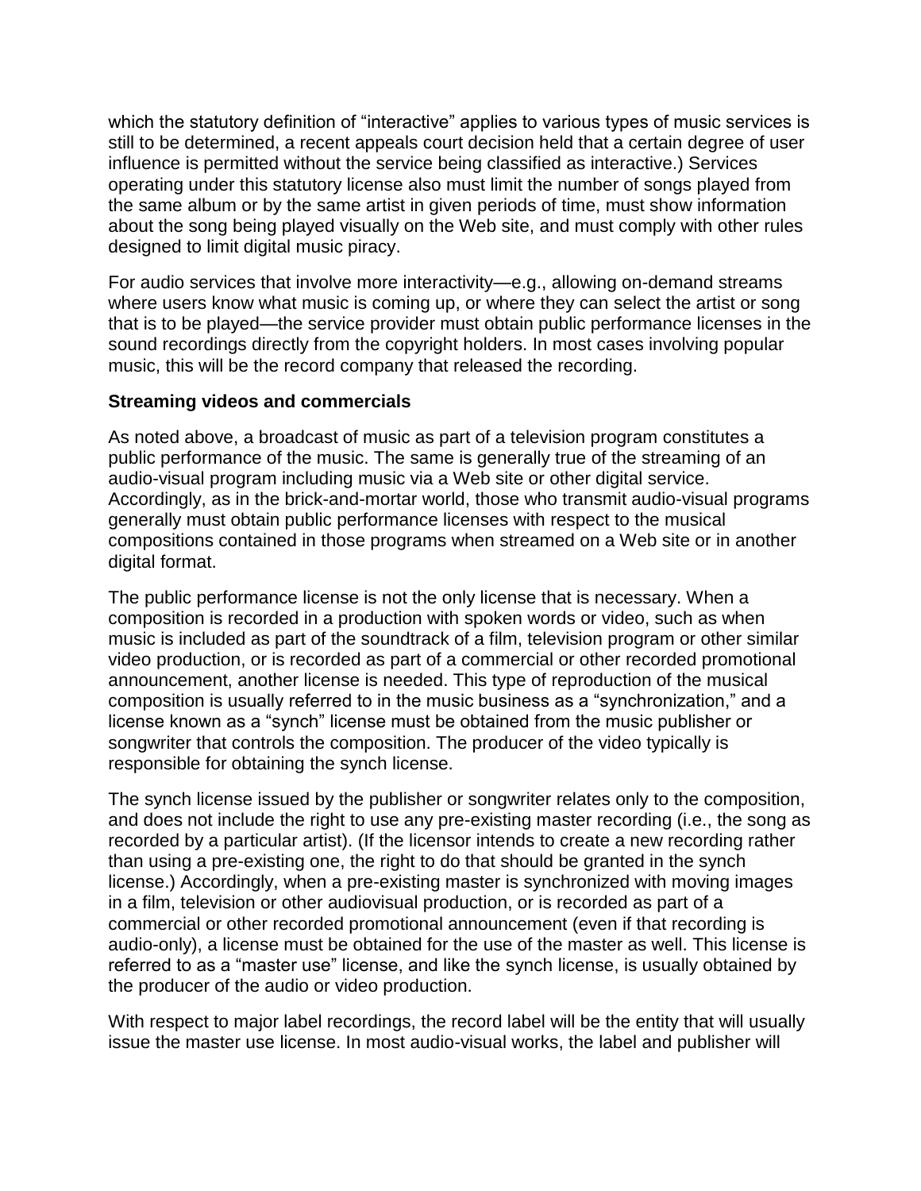which the statutory definition of "interactive" applies to various types of music services is still to be determined, a recent appeals court decision held that a certain degree of user influence is permitted without the service being classified as interactive.) Services operating under this statutory license also must limit the number of songs played from the same album or by the same artist in given periods of time, must show information about the song being played visually on the Web site, and must comply with other rules designed to limit digital music piracy.

For audio services that involve more interactivity—e.g., allowing on-demand streams where users know what music is coming up, or where they can select the artist or song that is to be played—the service provider must obtain public performance licenses in the sound recordings directly from the copyright holders. In most cases involving popular music, this will be the record company that released the recording.

**Streaming videos and commercials**

As noted above, a broadcast of music as part of a television program constitutes a public performance of the music. The same is generally true of the streaming of an audio-visual program including music via a Web site or other digital service. Accordingly, as in the brick-and-mortar world, those who transmit audio-visual programs generally must obtain public performance licenses with respect to the musical compositions contained in those programs when streamed on a Web site or in another digital format.

The public performance license is not the only license that is necessary. When a composition is recorded in a production with spoken words or video, such as when music is included as part of the soundtrack of a film, television program or other similar video production, or is recorded as part of a commercial or other recorded promotional announcement, another license is needed. This type of reproduction of the musical composition is usually referred to in the music business as a "synchronization," and a license known as a "synch" license must be obtained from the music publisher or songwriter that controls the composition. The producer of the video typically is responsible for obtaining the synch license.

The synch license issued by the publisher or songwriter relates only to the composition, and does not include the right to use any pre-existing master recording (i.e., the song as recorded by a particular artist). (If the licensor intends to create a new recording rather than using a pre-existing one, the right to do that should be granted in the synch license.) Accordingly, when a pre-existing master is synchronized with moving images in a film, television or other audiovisual production, or is recorded as part of a commercial or other recorded promotional announcement (even if that recording is audio-only), a license must be obtained for the use of the master as well. This license is referred to as a "master use" license, and like the synch license, is usually obtained by the producer of the audio or video production.

With respect to major label recordings, the record label will be the entity that will usually issue the master use license. In most audio-visual works, the label and publisher will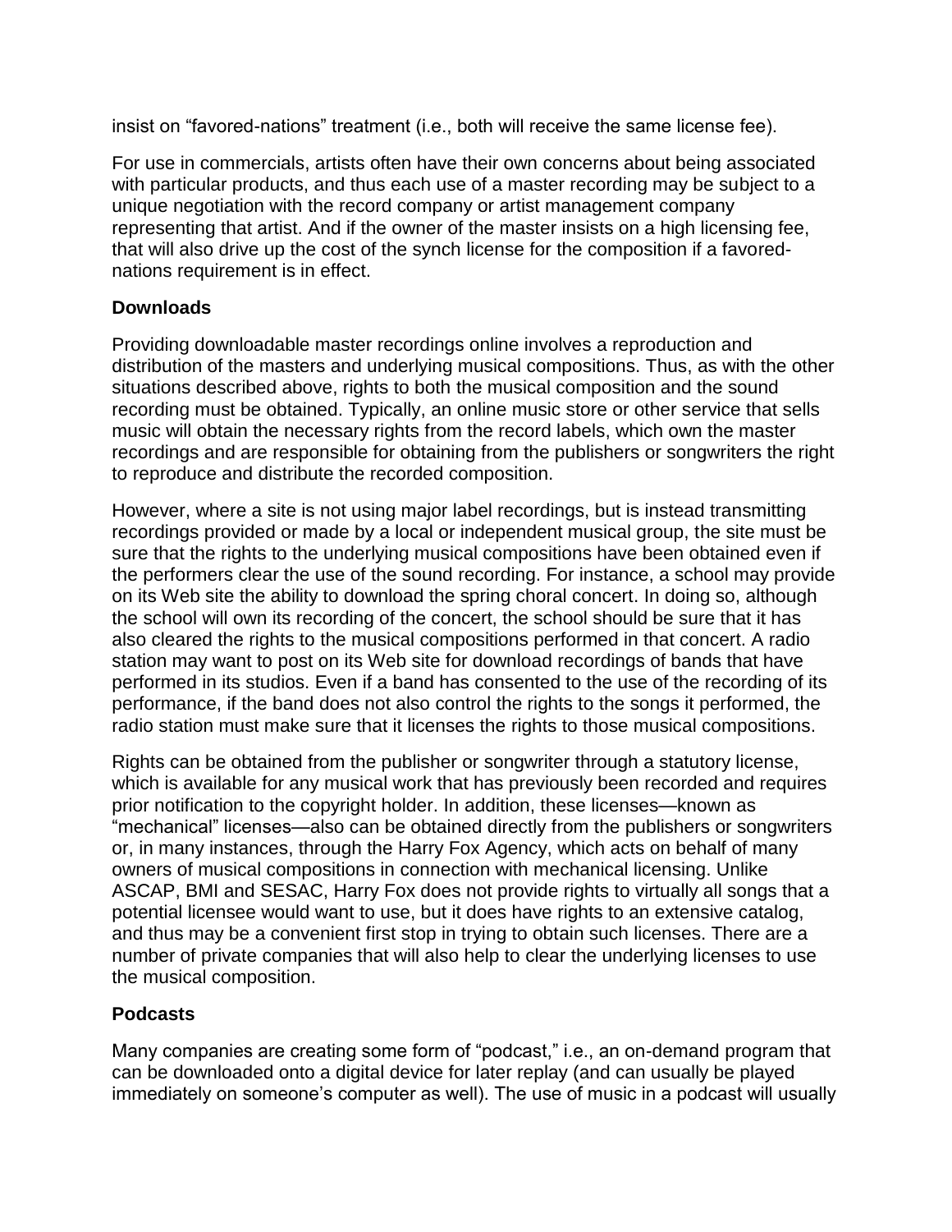insist on “favored-nations” treatment (i.e., both will receive the same license fee).

For use in commercials, artists often have their own concerns about being associated with particular products, and thus each use of a master recording may be subject to a unique negotiation with the record company or artist management company representing that artist. And if the owner of the master insists on a high licensing fee, that will also drive up the cost of the synch license for the composition if a favored-nations requirement is in effect.

**Downloads**

Providing downloadable master recordings online involves a reproduction and distribution of the masters and underlying musical compositions. Thus, as with the other situations described above, rights to both the musical composition and the sound recording must be obtained. Typically, an online music store or other service that sells music will obtain the necessary rights from the record labels, which own the master recordings and are responsible for obtaining from the publishers or songwriters the right to reproduce and distribute the recorded composition.

However, where a site is not using major label recordings, but is instead transmitting recordings provided or made by a local or independent musical group, the site must be sure that the rights to the underlying musical compositions have been obtained even if the performers clear the use of the sound recording. For instance, a school may provide on its Web site the ability to download the spring choral concert. In doing so, although the school will own its recording of the concert, the school should be sure that it has also cleared the rights to the musical compositions performed in that concert. A radio station may want to post on its Web site for download recordings of bands that have performed in its studios. Even if a band has consented to the use of the recording of its performance, if the band does not also control the rights to the songs it performed, the radio station must make sure that it licenses the rights to those musical compositions.

Rights can be obtained from the publisher or songwriter through a statutory license, which is available for any musical work that has previously been recorded and requires prior notification to the copyright holder. In addition, these licenses—known as “mechanical” licenses—also can be obtained directly from the publishers or songwriters or, in many instances, through the Harry Fox Agency, which acts on behalf of many owners of musical compositions in connection with mechanical licensing. Unlike ASCAP, BMI and SESAC, Harry Fox does not provide rights to virtually all songs that a potential licensee would want to use, but it does have rights to an extensive catalog, and thus may be a convenient first stop in trying to obtain such licenses. There are a number of private companies that will also help to clear the underlying licenses to use the musical composition.

**Podcasts**

Many companies are creating some form of “podcast,” i.e., an on-demand program that can be downloaded onto a digital device for later replay (and can usually be played immediately on someone’s computer as well). The use of music in a podcast will usually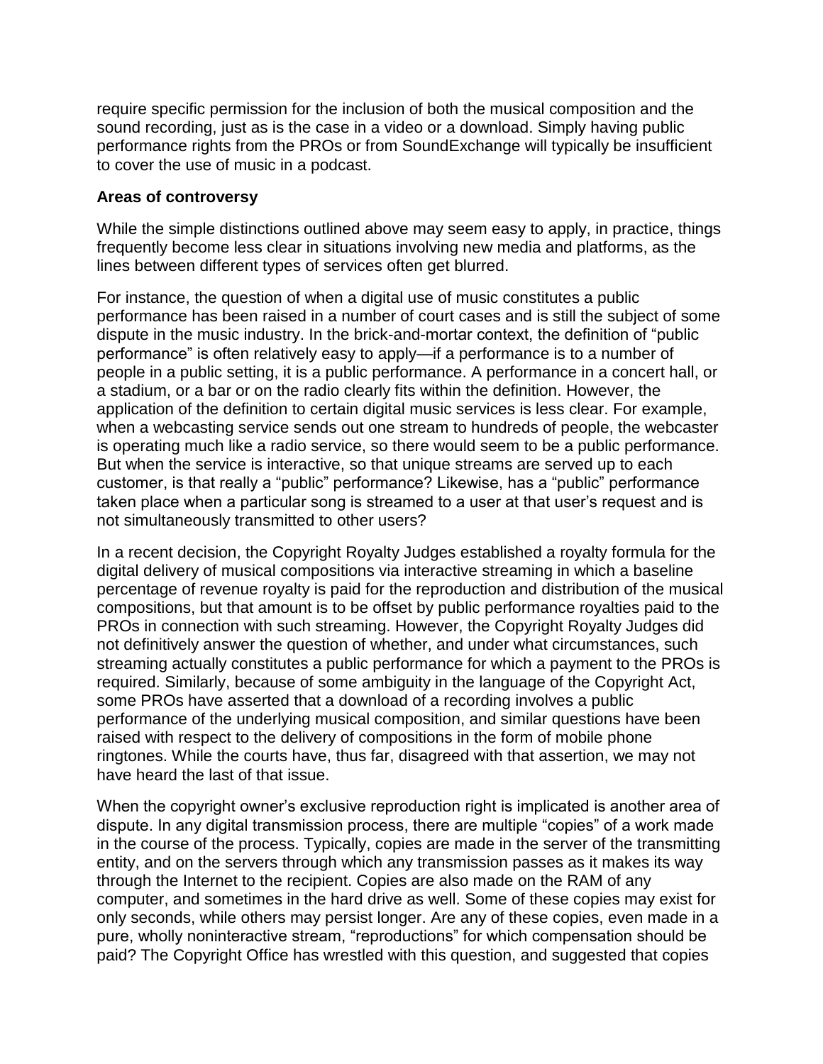require specific permission for the inclusion of both the musical composition and the sound recording, just as is the case in a video or a download. Simply having public performance rights from the PROs or from SoundExchange will typically be insufficient to cover the use of music in a podcast.

**Areas of controversy**

While the simple distinctions outlined above may seem easy to apply, in practice, things frequently become less clear in situations involving new media and platforms, as the lines between different types of services often get blurred.

For instance, the question of when a digital use of music constitutes a public performance has been raised in a number of court cases and is still the subject of some dispute in the music industry. In the brick-and-mortar context, the definition of "public performance" is often relatively easy to apply—if a performance is to a number of people in a public setting, it is a public performance. A performance in a concert hall, or a stadium, or a bar or on the radio clearly fits within the definition. However, the application of the definition to certain digital music services is less clear. For example, when a webcasting service sends out one stream to hundreds of people, the webcaster is operating much like a radio service, so there would seem to be a public performance. But when the service is interactive, so that unique streams are served up to each customer, is that really a "public" performance? Likewise, has a "public" performance taken place when a particular song is streamed to a user at that user's request and is not simultaneously transmitted to other users?

In a recent decision, the Copyright Royalty Judges established a royalty formula for the digital delivery of musical compositions via interactive streaming in which a baseline percentage of revenue royalty is paid for the reproduction and distribution of the musical compositions, but that amount is to be offset by public performance royalties paid to the PROs in connection with such streaming. However, the Copyright Royalty Judges did not definitively answer the question of whether, and under what circumstances, such streaming actually constitutes a public performance for which a payment to the PROs is required. Similarly, because of some ambiguity in the language of the Copyright Act, some PROs have asserted that a download of a recording involves a public performance of the underlying musical composition, and similar questions have been raised with respect to the delivery of compositions in the form of mobile phone ringtones. While the courts have, thus far, disagreed with that assertion, we may not have heard the last of that issue.

When the copyright owner's exclusive reproduction right is implicated is another area of dispute. In any digital transmission process, there are multiple "copies" of a work made in the course of the process. Typically, copies are made in the server of the transmitting entity, and on the servers through which any transmission passes as it makes its way through the Internet to the recipient. Copies are also made on the RAM of any computer, and sometimes in the hard drive as well. Some of these copies may exist for only seconds, while others may persist longer. Are any of these copies, even made in a pure, wholly noninteractive stream, "reproductions" for which compensation should be paid? The Copyright Office has wrestled with this question, and suggested that copies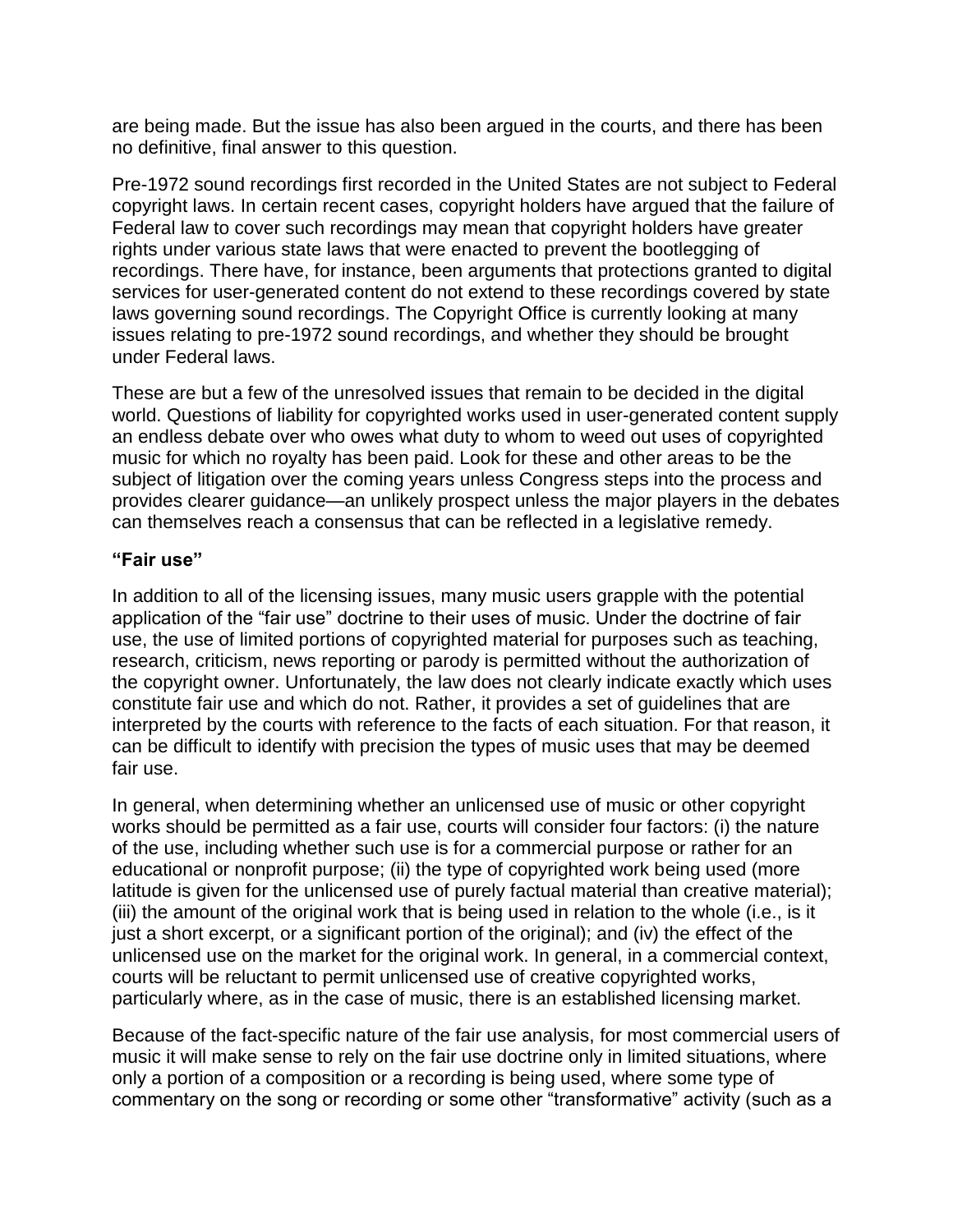are being made. But the issue has also been argued in the courts, and there has been no definitive, final answer to this question.

Pre-1972 sound recordings first recorded in the United States are not subject to Federal copyright laws. In certain recent cases, copyright holders have argued that the failure of Federal law to cover such recordings may mean that copyright holders have greater rights under various state laws that were enacted to prevent the bootlegging of recordings. There have, for instance, been arguments that protections granted to digital services for user-generated content do not extend to these recordings covered by state laws governing sound recordings. The Copyright Office is currently looking at many issues relating to pre-1972 sound recordings, and whether they should be brought under Federal laws.

These are but a few of the unresolved issues that remain to be decided in the digital world. Questions of liability for copyrighted works used in user-generated content supply an endless debate over who owes what duty to whom to weed out uses of copyrighted music for which no royalty has been paid. Look for these and other areas to be the subject of litigation over the coming years unless Congress steps into the process and provides clearer guidance—an unlikely prospect unless the major players in the debates can themselves reach a consensus that can be reflected in a legislative remedy.

### "Fair use"

In addition to all of the licensing issues, many music users grapple with the potential application of the "fair use" doctrine to their uses of music. Under the doctrine of fair use, the use of limited portions of copyrighted material for purposes such as teaching, research, criticism, news reporting or parody is permitted without the authorization of the copyright owner. Unfortunately, the law does not clearly indicate exactly which uses constitute fair use and which do not. Rather, it provides a set of guidelines that are interpreted by the courts with reference to the facts of each situation. For that reason, it can be difficult to identify with precision the types of music uses that may be deemed fair use.

In general, when determining whether an unlicensed use of music or other copyright works should be permitted as a fair use, courts will consider four factors: (i) the nature of the use, including whether such use is for a commercial purpose or rather for an educational or nonprofit purpose; (ii) the type of copyrighted work being used (more latitude is given for the unlicensed use of purely factual material than creative material); (iii) the amount of the original work that is being used in relation to the whole (i.e., is it just a short excerpt, or a significant portion of the original); and (iv) the effect of the unlicensed use on the market for the original work. In general, in a commercial context, courts will be reluctant to permit unlicensed use of creative copyrighted works, particularly where, as in the case of music, there is an established licensing market.

Because of the fact-specific nature of the fair use analysis, for most commercial users of music it will make sense to rely on the fair use doctrine only in limited situations, where only a portion of a composition or a recording is being used, where some type of commentary on the song or recording or some other "transformative" activity (such as a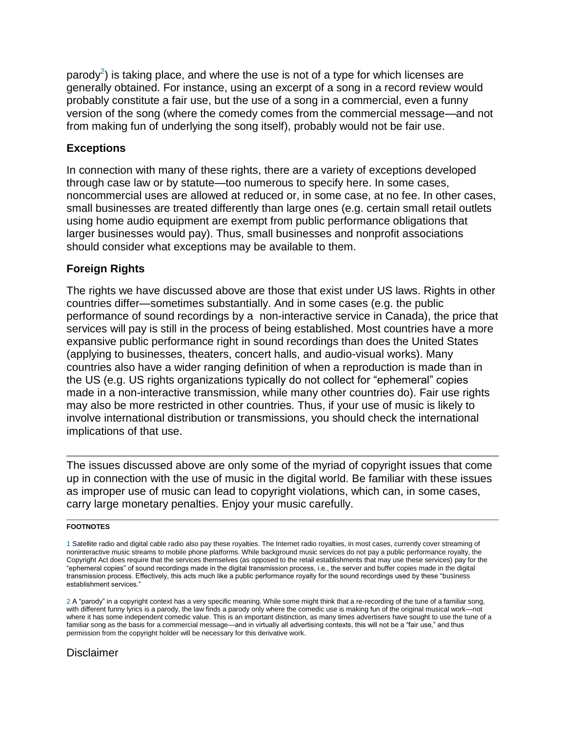parody[2]) is taking place, and where the use is not of a type for which licenses are generally obtained. For instance, using an excerpt of a song in a record review would probably constitute a fair use, but the use of a song in a commercial, even a funny version of the song (where the comedy comes from the commercial message—and not from making fun of underlying the song itself), probably would not be fair use.

### Exceptions

In connection with many of these rights, there are a variety of exceptions developed through case law or by statute—too numerous to specify here. In some cases, noncommercial uses are allowed at reduced or, in some case, at no fee. In other cases, small businesses are treated differently than large ones (e.g. certain small retail outlets using home audio equipment are exempt from public performance obligations that larger businesses would pay). Thus, small businesses and nonprofit associations should consider what exceptions may be available to them.

### Foreign Rights

The rights we have discussed above are those that exist under US laws. Rights in other countries differ—sometimes substantially. And in some cases (e.g. the public performance of sound recordings by a non-interactive service in Canada), the price that services will pay is still in the process of being established. Most countries have a more expansive public performance right in sound recordings than does the United States (applying to businesses, theaters, concert halls, and audio-visual works). Many countries also have a wider ranging definition of when a reproduction is made than in the US (e.g. US rights organizations typically do not collect for "ephemeral" copies made in a non-interactive transmission, while many other countries do). Fair use rights may also be more restricted in other countries. Thus, if your use of music is likely to involve international distribution or transmissions, you should check the international implications of that use.

---

The issues discussed above are only some of the myriad of copyright issues that come up in connection with the use of music in the digital world. Be familiar with these issues as improper use of music can lead to copyright violations, which can, in some cases, carry large monetary penalties. Enjoy your music carefully.

---

**FOOTNOTES**

1 Satellite radio and digital cable radio also pay these royalties. The Internet radio royalties, in most cases, currently cover streaming of noninteractive music streams to mobile phone platforms. While background music services do not pay a public performance royalty, the Copyright Act does require that the services themselves (as opposed to the retail establishments that may use these services) pay for the "ephemeral copies" of sound recordings made in the digital transmission process, i.e., the server and buffer copies made in the digital transmission process. Effectively, this acts much like a public performance royalty for the sound recordings used by these "business establishment services."

2 A "parody" in a copyright context has a very specific meaning. While some might think that a re-recording of the tune of a familiar song, with different funny lyrics is a parody, the law finds a parody only where the comedic use is making fun of the original musical work—not where it has some independent comedic value. This is an important distinction, as many times advertisers have sought to use the tune of a familiar song as the basis for a commercial message—and in virtually all advertising contexts, this will not be a "fair use," and thus permission from the copyright holder will be necessary for this derivative work.

## Disclaimer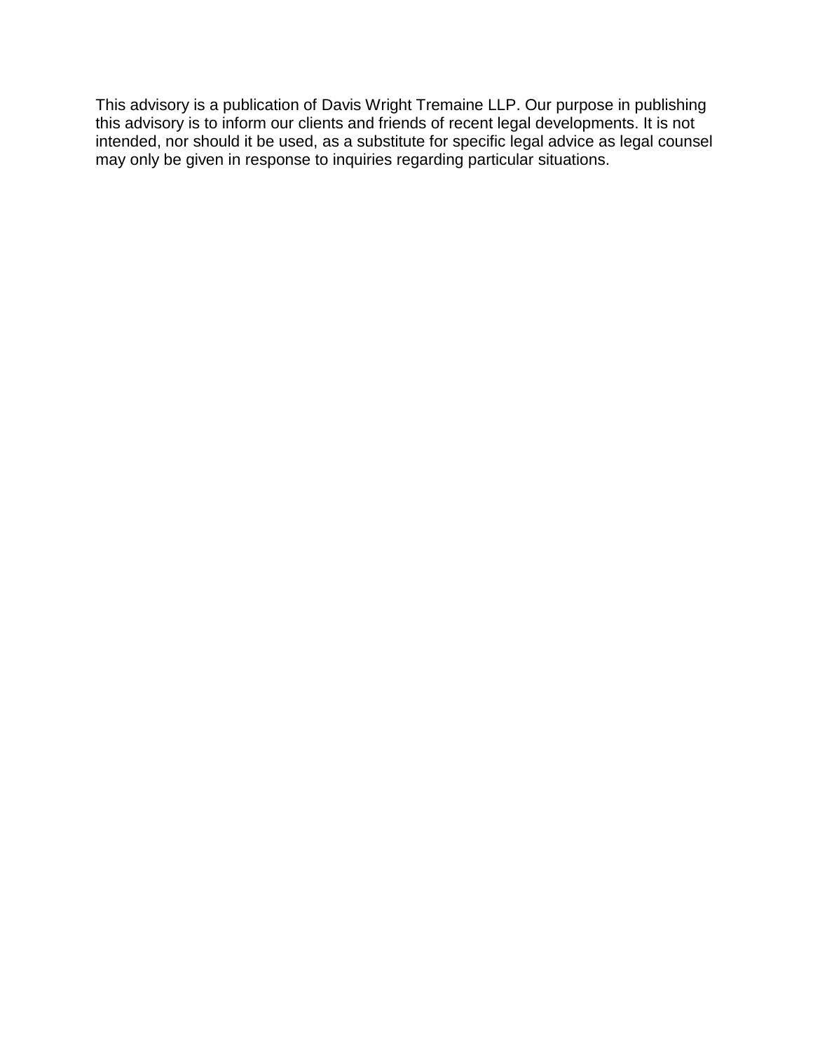This advisory is a publication of Davis Wright Tremaine LLP. Our purpose in publishing this advisory is to inform our clients and friends of recent legal developments. It is not intended, nor should it be used, as a substitute for specific legal advice as legal counsel may only be given in response to inquiries regarding particular situations.